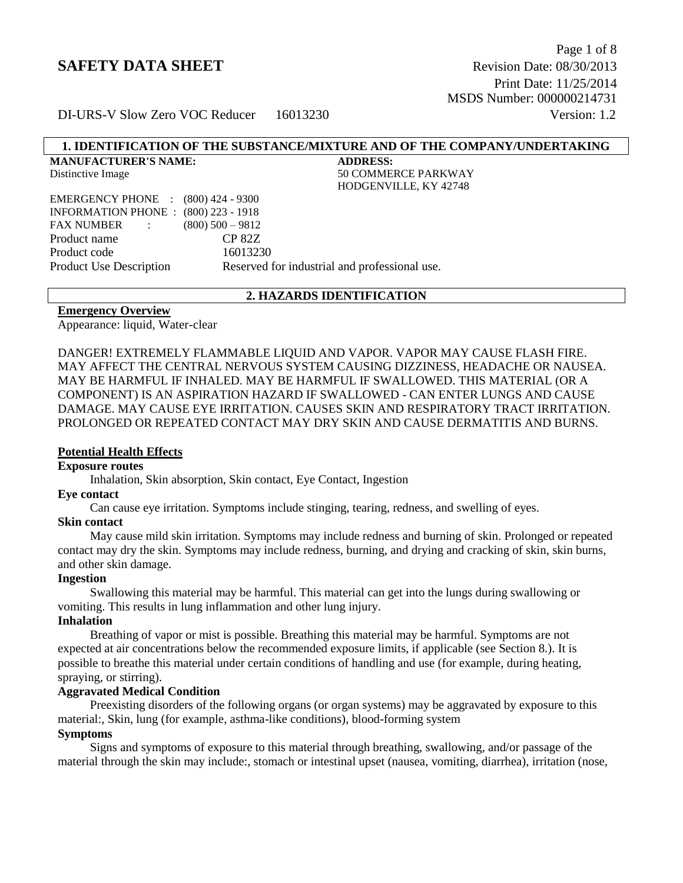# SAFETY DATA SHEET

Revision Date: 08/30/2013
Print Date: 11/25/2014
MSDS Number: 000000214731

DI-URS-V Slow Zero VOC Reducer 16013230 Version: 1.2

## 1. IDENTIFICATION OF THE SUBSTANCE/MIXTURE AND OF THE COMPANY/UNDERTAKING

**MANUFACTURER'S NAME:**
Distinctive Image

**ADDRESS:**
50 COMMERCE PARKWAY
HODGENVILLE, KY 42748

EMERGENCY PHONE : (800) 424 - 9300
INFORMATION PHONE : (800) 223 - 1918
FAX NUMBER : (800) 500 – 9812

| | |
|---|---|
| Product name | CP 82Z |
| Product code | 16013230 |
| Product Use Description | Reserved for industrial and professional use. |

## 2. HAZARDS IDENTIFICATION

**Emergency Overview**

Appearance: liquid, Water-clear

DANGER! EXTREMELY FLAMMABLE LIQUID AND VAPOR. VAPOR MAY CAUSE FLASH FIRE. MAY AFFECT THE CENTRAL NERVOUS SYSTEM CAUSING DIZZINESS, HEADACHE OR NAUSEA. MAY BE HARMFUL IF INHALED. MAY BE HARMFUL IF SWALLOWED. THIS MATERIAL (OR A COMPONENT) IS AN ASPIRATION HAZARD IF SWALLOWED - CAN ENTER LUNGS AND CAUSE DAMAGE. MAY CAUSE EYE IRRITATION. CAUSES SKIN AND RESPIRATORY TRACT IRRITATION. PROLONGED OR REPEATED CONTACT MAY DRY SKIN AND CAUSE DERMATITIS AND BURNS.

**Potential Health Effects**

**Exposure routes**

Inhalation, Skin absorption, Skin contact, Eye Contact, Ingestion

**Eye contact**

Can cause eye irritation. Symptoms include stinging, tearing, redness, and swelling of eyes.

**Skin contact**

May cause mild skin irritation. Symptoms may include redness and burning of skin. Prolonged or repeated contact may dry the skin. Symptoms may include redness, burning, and drying and cracking of skin, skin burns, and other skin damage.

**Ingestion**

Swallowing this material may be harmful. This material can get into the lungs during swallowing or vomiting. This results in lung inflammation and other lung injury.

**Inhalation**

Breathing of vapor or mist is possible. Breathing this material may be harmful. Symptoms are not expected at air concentrations below the recommended exposure limits, if applicable (see Section 8.). It is possible to breathe this material under certain conditions of handling and use (for example, during heating, spraying, or stirring).

**Aggravated Medical Condition**

Preexisting disorders of the following organs (or organ systems) may be aggravated by exposure to this material:, Skin, lung (for example, asthma-like conditions), blood-forming system

**Symptoms**

Signs and symptoms of exposure to this material through breathing, swallowing, and/or passage of the material through the skin may include:, stomach or intestinal upset (nausea, vomiting, diarrhea), irritation (nose,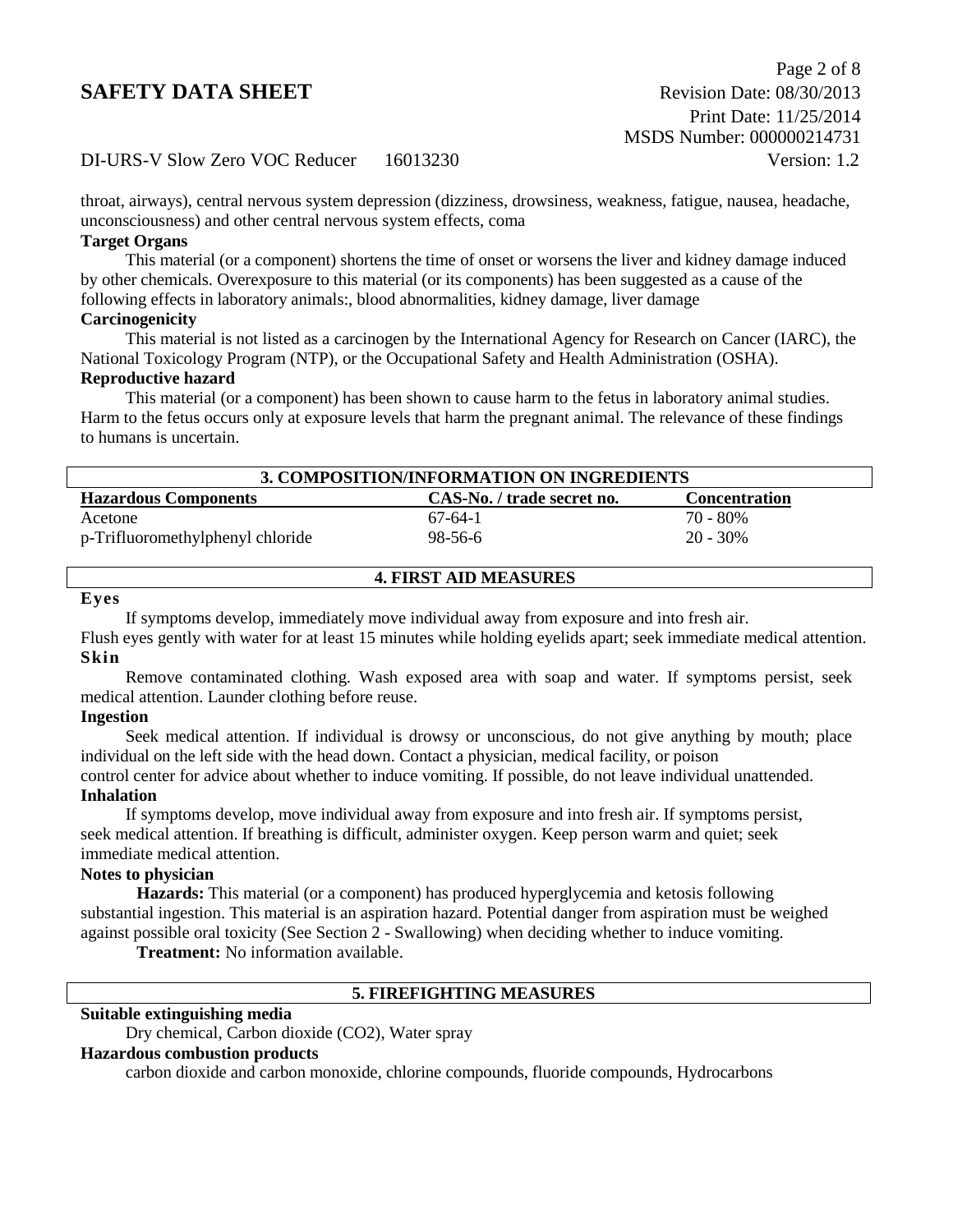throat, airways), central nervous system depression (dizziness, drowsiness, weakness, fatigue, nausea, headache, unconsciousness) and other central nervous system effects, coma

**Target Organs**

This material (or a component) shortens the time of onset or worsens the liver and kidney damage induced by other chemicals. Overexposure to this material (or its components) has been suggested as a cause of the following effects in laboratory animals:, blood abnormalities, kidney damage, liver damage

**Carcinogenicity**

This material is not listed as a carcinogen by the International Agency for Research on Cancer (IARC), the National Toxicology Program (NTP), or the Occupational Safety and Health Administration (OSHA).

**Reproductive hazard**

This material (or a component) has been shown to cause harm to the fetus in laboratory animal studies. Harm to the fetus occurs only at exposure levels that harm the pregnant animal. The relevance of these findings to humans is uncertain.

## 3. COMPOSITION/INFORMATION ON INGREDIENTS

| Hazardous Components | CAS-No. / trade secret no. | Concentration |
|---|---|---|
| Acetone | 67-64-1 | 70 - 80% |
| p-Trifluoromethylphenyl chloride | 98-56-6 | 20 - 30% |

## 4. FIRST AID MEASURES

**Eyes**

If symptoms develop, immediately move individual away from exposure and into fresh air. Flush eyes gently with water for at least 15 minutes while holding eyelids apart; seek immediate medical attention.

**Skin**

Remove contaminated clothing. Wash exposed area with soap and water. If symptoms persist, seek medical attention. Launder clothing before reuse.

**Ingestion**

Seek medical attention. If individual is drowsy or unconscious, do not give anything by mouth; place individual on the left side with the head down. Contact a physician, medical facility, or poison control center for advice about whether to induce vomiting. If possible, do not leave individual unattended.

**Inhalation**

If symptoms develop, move individual away from exposure and into fresh air. If symptoms persist, seek medical attention. If breathing is difficult, administer oxygen. Keep person warm and quiet; seek immediate medical attention.

**Notes to physician**

**Hazards:** This material (or a component) has produced hyperglycemia and ketosis following substantial ingestion. This material is an aspiration hazard. Potential danger from aspiration must be weighed against possible oral toxicity (See Section 2 - Swallowing) when deciding whether to induce vomiting.

**Treatment:** No information available.

## 5. FIREFIGHTING MEASURES

**Suitable extinguishing media**

Dry chemical, Carbon dioxide ($CO_2$), Water spray

**Hazardous combustion products**

carbon dioxide and carbon monoxide, chlorine compounds, fluoride compounds, Hydrocarbons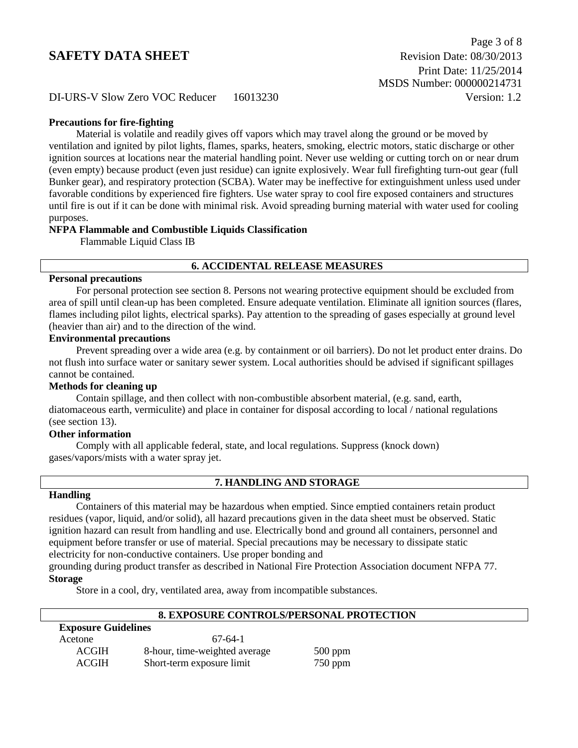**Precautions for fire-fighting**

Material is volatile and readily gives off vapors which may travel along the ground or be moved by ventilation and ignited by pilot lights, flames, sparks, heaters, smoking, electric motors, static discharge or other ignition sources at locations near the material handling point. Never use welding or cutting torch on or near drum (even empty) because product (even just residue) can ignite explosively. Wear full firefighting turn-out gear (full Bunker gear), and respiratory protection (SCBA). Water may be ineffective for extinguishment unless used under favorable conditions by experienced fire fighters. Use water spray to cool fire exposed containers and structures until fire is out if it can be done with minimal risk. Avoid spreading burning material with water used for cooling purposes.

**NFPA Flammable and Combustible Liquids Classification**

Flammable Liquid Class IB

## 6. ACCIDENTAL RELEASE MEASURES

**Personal precautions**

For personal protection see section 8. Persons not wearing protective equipment should be excluded from area of spill until clean-up has been completed. Ensure adequate ventilation. Eliminate all ignition sources (flares, flames including pilot lights, electrical sparks). Pay attention to the spreading of gases especially at ground level (heavier than air) and to the direction of the wind.

**Environmental precautions**

Prevent spreading over a wide area (e.g. by containment or oil barriers). Do not let product enter drains. Do not flush into surface water or sanitary sewer system. Local authorities should be advised if significant spillages cannot be contained.

**Methods for cleaning up**

Contain spillage, and then collect with non-combustible absorbent material, (e.g. sand, earth, diatomaceous earth, vermiculite) and place in container for disposal according to local / national regulations (see section 13).

**Other information**

Comply with all applicable federal, state, and local regulations. Suppress (knock down) gases/vapors/mists with a water spray jet.

## 7. HANDLING AND STORAGE

**Handling**

Containers of this material may be hazardous when emptied. Since emptied containers retain product residues (vapor, liquid, and/or solid), all hazard precautions given in the data sheet must be observed. Static ignition hazard can result from handling and use. Electrically bond and ground all containers, personnel and equipment before transfer or use of material. Special precautions may be necessary to dissipate static electricity for non-conductive containers. Use proper bonding and grounding during product transfer as described in National Fire Protection Association document NFPA 77.

**Storage**

Store in a cool, dry, ventilated area, away from incompatible substances.

## 8. EXPOSURE CONTROLS/PERSONAL PROTECTION

**Exposure Guidelines**

| Acetone | 67-64-1 | |
|---|---|---|
| ACGIH | 8-hour, time-weighted average | 500 ppm |
| ACGIH | Short-term exposure limit | 750 ppm |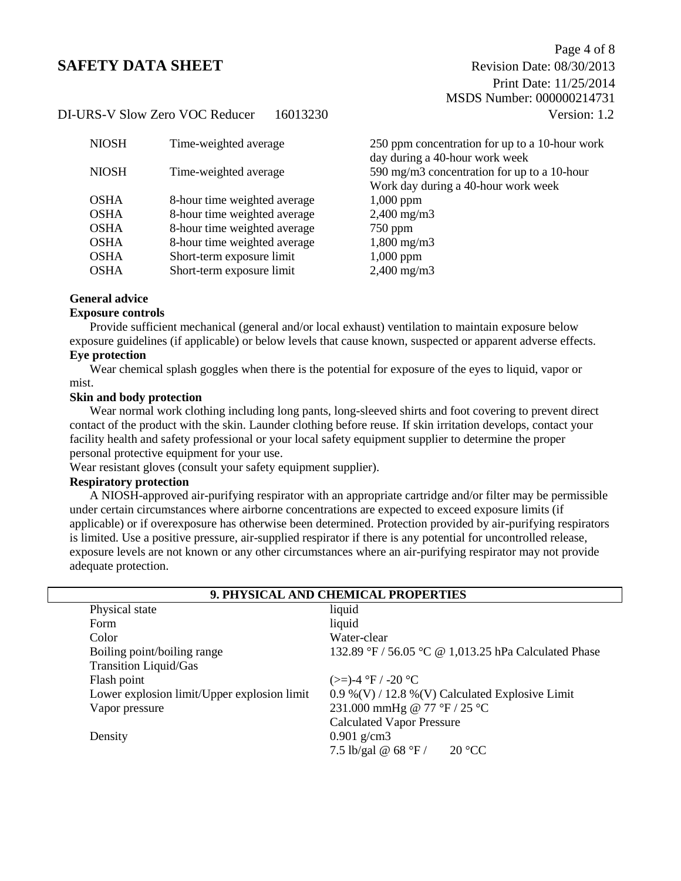| NIOSH | Time-weighted average | 250 ppm concentration for up to a 10-hour work day during a 40-hour work week |
|---|---|---|
| NIOSH | Time-weighted average | 590 mg/m3 concentration for up to a 10-hour Work day during a 40-hour work week |
| OSHA | 8-hour time weighted average | 1,000 ppm |
| OSHA | 8-hour time weighted average | 2,400 mg/m3 |
| OSHA | 8-hour time weighted average | 750 ppm |
| OSHA | 8-hour time weighted average | 1,800 mg/m3 |
| OSHA | Short-term exposure limit | 1,000 ppm |
| OSHA | Short-term exposure limit | 2,400 mg/m3 |

**General advice**

**Exposure controls**

Provide sufficient mechanical (general and/or local exhaust) ventilation to maintain exposure below exposure guidelines (if applicable) or below levels that cause known, suspected or apparent adverse effects.

**Eye protection**

Wear chemical splash goggles when there is the potential for exposure of the eyes to liquid, vapor or mist.

**Skin and body protection**

Wear normal work clothing including long pants, long-sleeved shirts and foot covering to prevent direct contact of the product with the skin. Launder clothing before reuse. If skin irritation develops, contact your facility health and safety professional or your local safety equipment supplier to determine the proper personal protective equipment for your use.

Wear resistant gloves (consult your safety equipment supplier).

**Respiratory protection**

A NIOSH-approved air-purifying respirator with an appropriate cartridge and/or filter may be permissible under certain circumstances where airborne concentrations are expected to exceed exposure limits (if applicable) or if overexposure has otherwise been determined. Protection provided by air-purifying respirators is limited. Use a positive pressure, air-supplied respirator if there is any potential for uncontrolled release, exposure levels are not known or any other circumstances where an air-purifying respirator may not provide adequate protection.

## 9. PHYSICAL AND CHEMICAL PROPERTIES

| | |
|---|---|
| Physical state | liquid |
| Form | liquid |
| Color | Water-clear |
| Boiling point/boiling range | 132.89 °F / 56.05 °C @ 1,013.25 hPa Calculated Phase Transition Liquid/Gas |
| Flash point | (>=)-4 °F / -20 °C |
| Lower explosion limit/Upper explosion limit | 0.9 %(V) / 12.8 %(V) Calculated Explosive Limit |
| Vapor pressure | 231.000 mmHg @ 77 °F / 25 °C Calculated Vapor Pressure |
| Density | 0.901 g/cm3<br>7.5 lb/gal @ 68 °F / 20 °CC |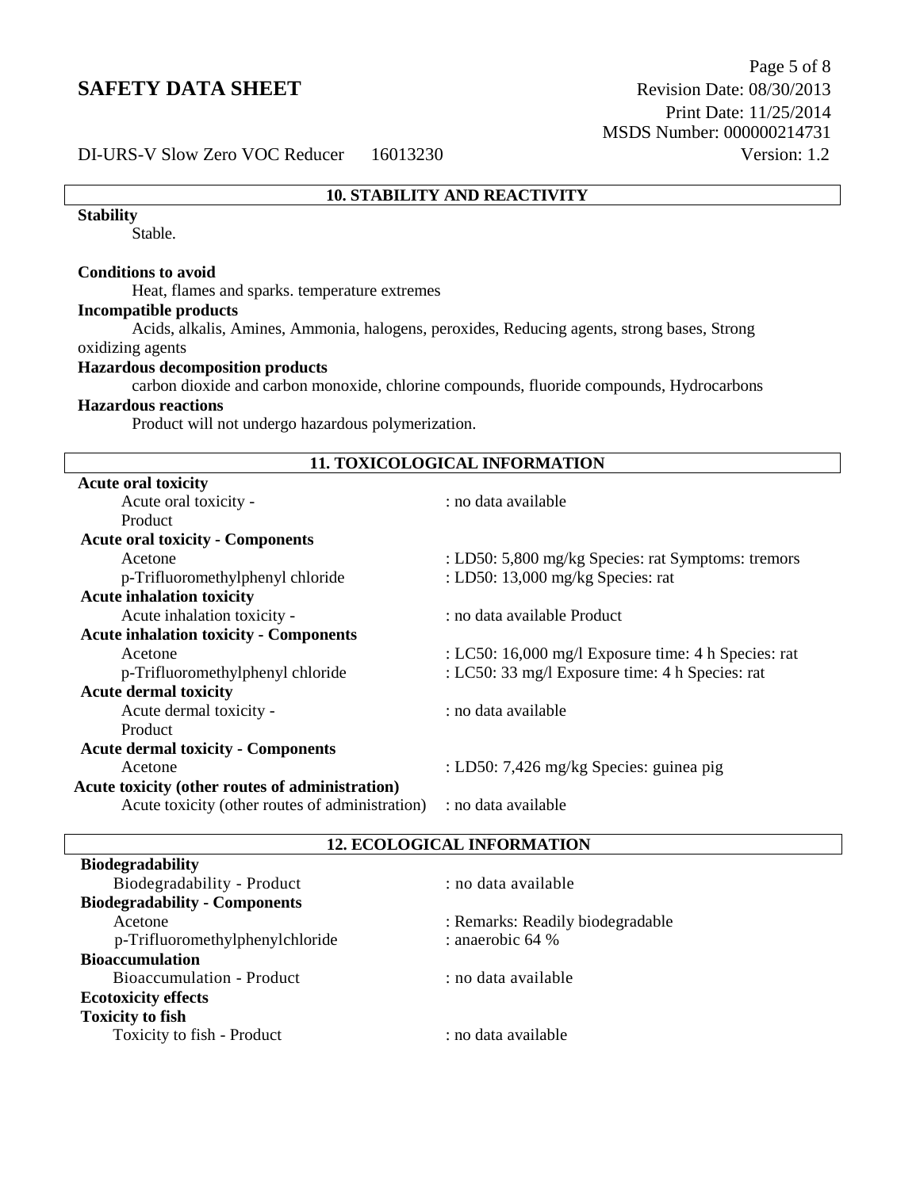## 10. STABILITY AND REACTIVITY

**Stability**

Stable.

**Conditions to avoid**

Heat, flames and sparks. temperature extremes

**Incompatible products**

Acids, alkalis, Amines, Ammonia, halogens, peroxides, Reducing agents, strong bases, Strong oxidizing agents

**Hazardous decomposition products**

carbon dioxide and carbon monoxide, chlorine compounds, fluoride compounds, Hydrocarbons

**Hazardous reactions**

Product will not undergo hazardous polymerization.

## 11. TOXICOLOGICAL INFORMATION

**Acute oral toxicity**

| | |
|---|---|
| Acute oral toxicity - Product | : no data available |

**Acute oral toxicity - Components**

| | |
|---|---|
| Acetone | : LD50: 5,800 mg/kg Species: rat Symptoms: tremors |
| p-Trifluoromethylphenyl chloride | : LD50: 13,000 mg/kg Species: rat |

**Acute inhalation toxicity**

| | |
|---|---|
| Acute inhalation toxicity - | : no data available Product |

**Acute inhalation toxicity - Components**

| | |
|---|---|
| Acetone | : LC50: 16,000 mg/l Exposure time: 4 h Species: rat |
| p-Trifluoromethylphenyl chloride | : LC50: 33 mg/l Exposure time: 4 h Species: rat |

**Acute dermal toxicity**

| | |
|---|---|
| Acute dermal toxicity - Product | : no data available |

**Acute dermal toxicity - Components**

| | |
|---|---|
| Acetone | : LD50: 7,426 mg/kg Species: guinea pig |

**Acute toxicity (other routes of administration)**

| | |
|---|---|
| Acute toxicity (other routes of administration) | : no data available |

## 12. ECOLOGICAL INFORMATION

**Biodegradability**

| | |
|---|---|
| Biodegradability - Product | : no data available |

**Biodegradability - Components**

| | |
|---|---|
| Acetone | : Remarks: Readily biodegradable |
| p-Trifluoromethylphenylchloride | : anaerobic 64 % |

**Bioaccumulation**

| | |
|---|---|
| Bioaccumulation - Product | : no data available |

**Ecotoxicity effects**

**Toxicity to fish**

| | |
|---|---|
| Toxicity to fish - Product | : no data available |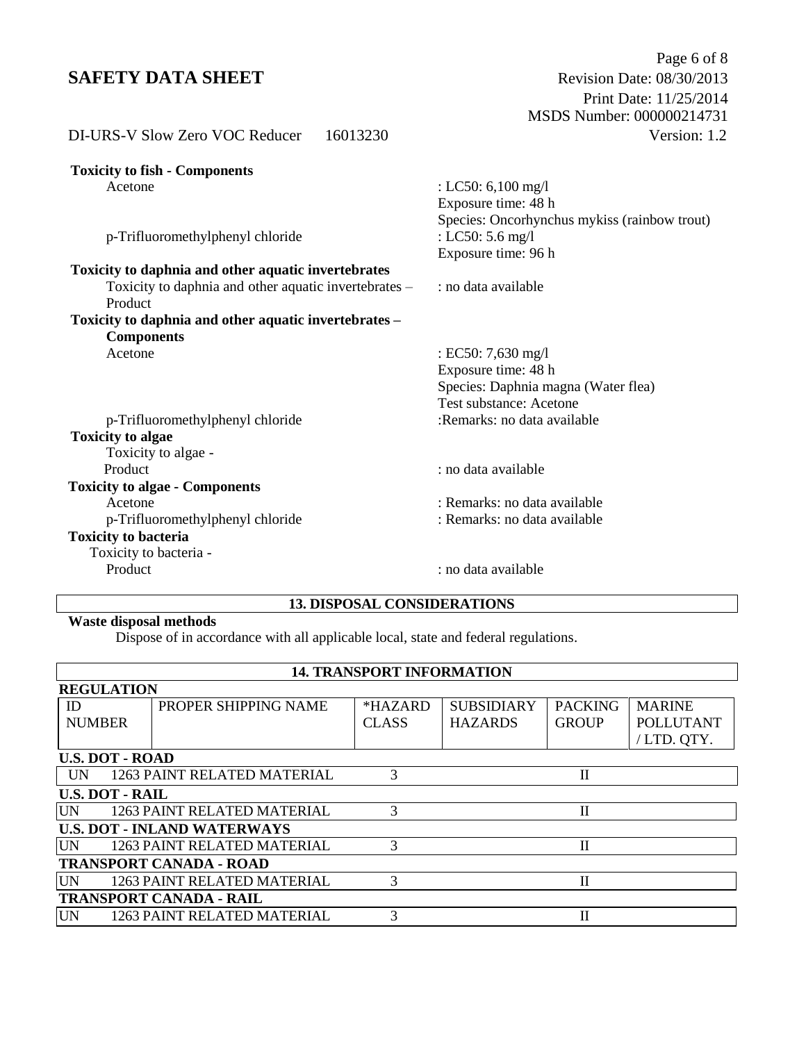**Toxicity to fish - Components**

| | |
|---|---|
| Acetone | : LC50: 6,100 mg/l<br>Exposure time: 48 h<br>Species: Oncorhynchus mykiss (rainbow trout) |
| p-Trifluoromethylphenyl chloride | : LC50: 5.6 mg/l<br>Exposure time: 96 h |

**Toxicity to daphnia and other aquatic invertebrates**

| | |
|---|---|
| Toxicity to daphnia and other aquatic invertebrates – Product | : no data available |

**Toxicity to daphnia and other aquatic invertebrates – Components**

| | |
|---|---|
| Acetone | : EC50: 7,630 mg/l<br>Exposure time: 48 h<br>Species: Daphnia magna (Water flea)<br>Test substance: Acetone |
| p-Trifluoromethylphenyl chloride | :Remarks: no data available |

**Toxicity to algae**

| | |
|---|---|
| Toxicity to algae - Product | : no data available |

**Toxicity to algae - Components**

| | |
|---|---|
| Acetone | : Remarks: no data available |
| p-Trifluoromethylphenyl chloride | : Remarks: no data available |

**Toxicity to bacteria**

| | |
|---|---|
| Toxicity to bacteria - Product | : no data available |

## 13. DISPOSAL CONSIDERATIONS

**Waste disposal methods**

Dispose of in accordance with all applicable local, state and federal regulations.

## 14. TRANSPORT INFORMATION

**REGULATION**

| ID NUMBER | PROPER SHIPPING NAME | *HAZARD CLASS | SUBSIDIARY HAZARDS | PACKING GROUP | MARINE POLLUTANT / LTD. QTY. |
|---|---|---|---|---|---|
| **U.S. DOT - ROAD** | | | | | |
| UN 1263 | PAINT RELATED MATERIAL | 3 | | II | |
| **U.S. DOT - RAIL** | | | | | |
| UN 1263 | PAINT RELATED MATERIAL | 3 | | II | |
| **U.S. DOT - INLAND WATERWAYS** | | | | | |
| UN 1263 | PAINT RELATED MATERIAL | 3 | | II | |
| **TRANSPORT CANADA - ROAD** | | | | | |
| UN 1263 | PAINT RELATED MATERIAL | 3 | | II | |
| **TRANSPORT CANADA - RAIL** | | | | | |
| UN 1263 | PAINT RELATED MATERIAL | 3 | | II | |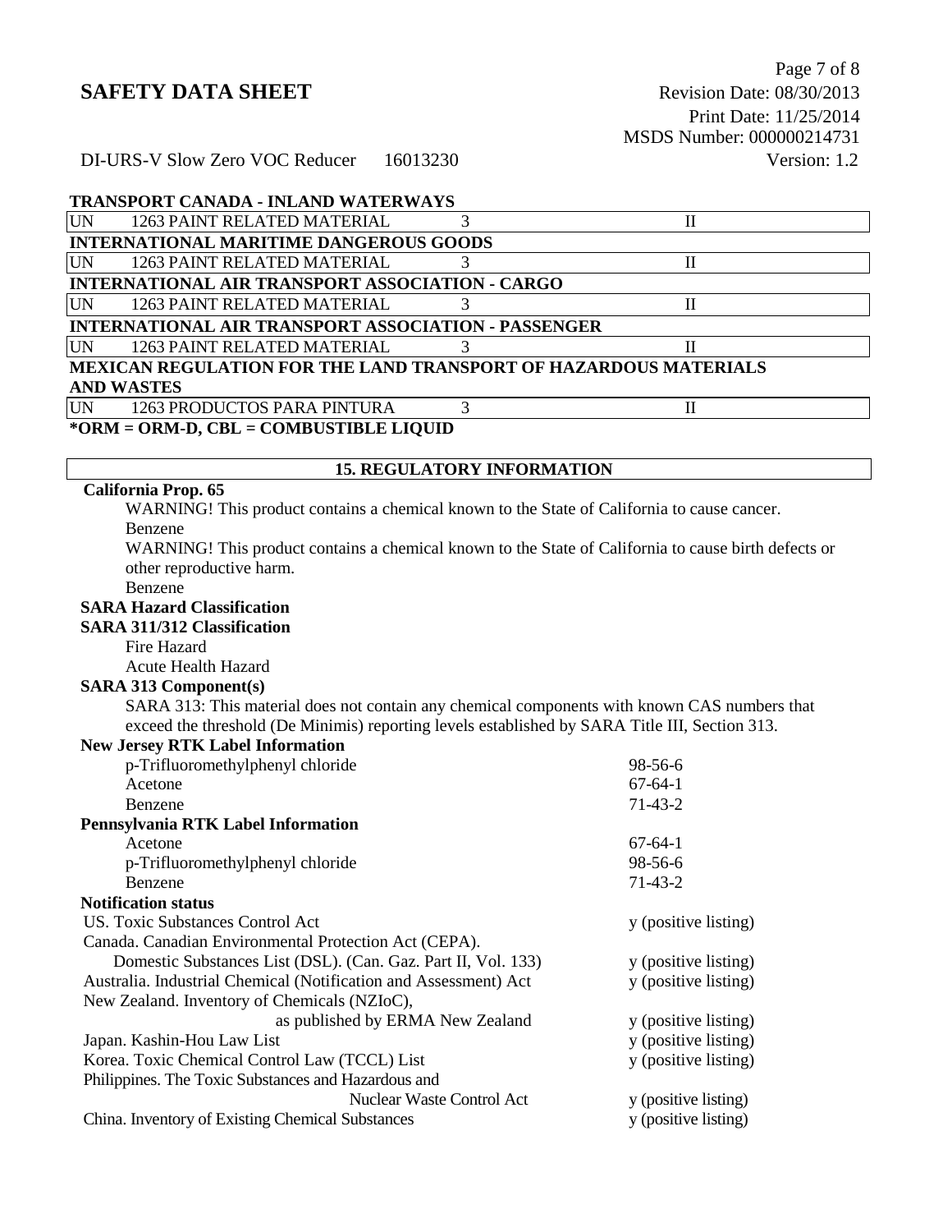**TRANSPORT CANADA - INLAND WATERWAYS**

| UN | 1263 PAINT RELATED MATERIAL | 3 | II |
|---|---|---|---|

**INTERNATIONAL MARITIME DANGEROUS GOODS**

| UN | 1263 PAINT RELATED MATERIAL | 3 | II |
|---|---|---|---|

**INTERNATIONAL AIR TRANSPORT ASSOCIATION - CARGO**

| UN | 1263 PAINT RELATED MATERIAL | 3 | II |
|---|---|---|---|

**INTERNATIONAL AIR TRANSPORT ASSOCIATION - PASSENGER**

| UN | 1263 PAINT RELATED MATERIAL | 3 | II |
|---|---|---|---|

**MEXICAN REGULATION FOR THE LAND TRANSPORT OF HAZARDOUS MATERIALS AND WASTES**

| UN | 1263 PRODUCTOS PARA PINTURA | 3 | II |
|---|---|---|---|

**\*ORM = ORM-D, CBL = COMBUSTIBLE LIQUID**

## 15. REGULATORY INFORMATION

**California Prop. 65**

WARNING! This product contains a chemical known to the State of California to cause cancer.
Benzene

WARNING! This product contains a chemical known to the State of California to cause birth defects or other reproductive harm.
Benzene

**SARA Hazard Classification**

**SARA 311/312 Classification**

Fire Hazard
Acute Health Hazard

**SARA 313 Component(s)**

SARA 313: This material does not contain any chemical components with known CAS numbers that exceed the threshold (De Minimis) reporting levels established by SARA Title III, Section 313.

**New Jersey RTK Label Information**

| | |
|---|---|
| p-Trifluoromethylphenyl chloride | 98-56-6 |
| Acetone | 67-64-1 |
| Benzene | 71-43-2 |

**Pennsylvania RTK Label Information**

| | |
|---|---|
| Acetone | 67-64-1 |
| p-Trifluoromethylphenyl chloride | 98-56-6 |
| Benzene | 71-43-2 |

**Notification status**

| | |
|---|---|
| US. Toxic Substances Control Act | y (positive listing) |
| Canada. Canadian Environmental Protection Act (CEPA). Domestic Substances List (DSL). (Can. Gaz. Part II, Vol. 133) | y (positive listing) |
| Australia. Industrial Chemical (Notification and Assessment) Act | y (positive listing) |
| New Zealand. Inventory of Chemicals (NZIoC), as published by ERMA New Zealand | y (positive listing) |
| Japan. Kashin-Hou Law List | y (positive listing) |
| Korea. Toxic Chemical Control Law (TCCL) List | y (positive listing) |
| Philippines. The Toxic Substances and Hazardous and Nuclear Waste Control Act | y (positive listing) |
| China. Inventory of Existing Chemical Substances | y (positive listing) |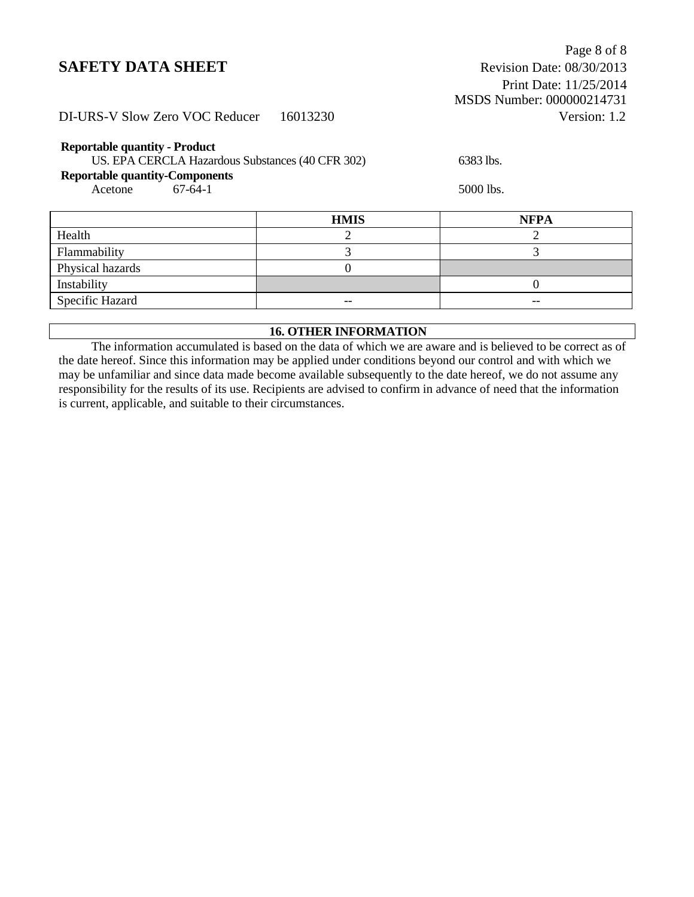**Reportable quantity - Product**

US. EPA CERCLA Hazardous Substances (40 CFR 302) 6383 lbs.

**Reportable quantity-Components**

Acetone 67-64-1 5000 lbs.

| | HMIS | NFPA |
|---|---|---|
| Health | 2 | 2 |
| Flammability | 3 | 3 |
| Physical hazards | 0 | |
| Instability | | 0 |
| Specific Hazard | -- | -- |

## 16. OTHER INFORMATION

The information accumulated is based on the data of which we are aware and is believed to be correct as of the date hereof. Since this information may be applied under conditions beyond our control and with which we may be unfamiliar and since data made become available subsequently to the date hereof, we do not assume any responsibility for the results of its use. Recipients are advised to confirm in advance of need that the information is current, applicable, and suitable to their circumstances.